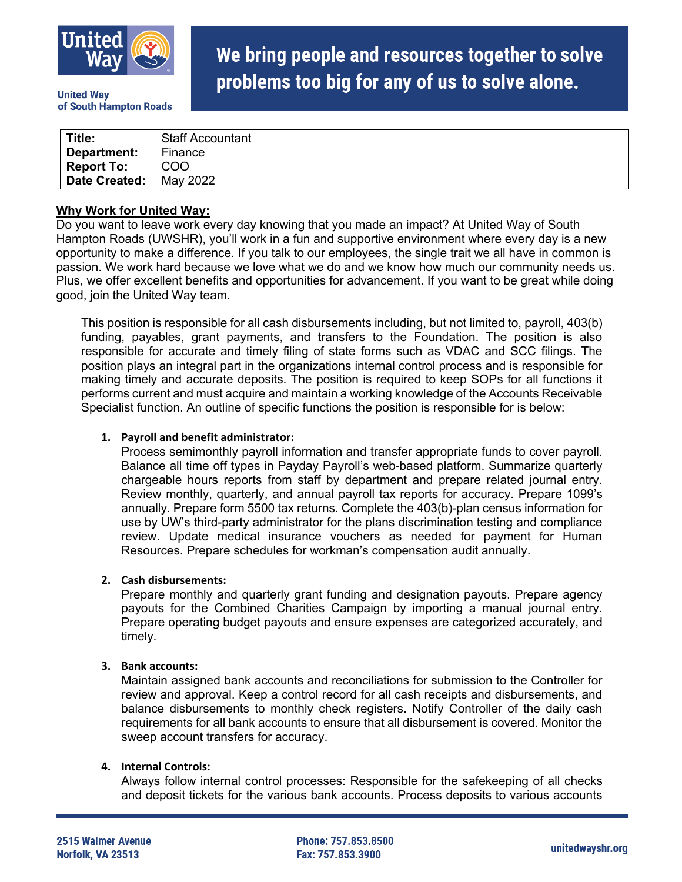United Way
of South Hampton Roads

**We bring people and resources together to solve problems too big for any of us to solve alone.**

| | |
|---|---|
| **Title:** | Staff Accountant |
| **Department:** | Finance |
| **Report To:** | COO |
| **Date Created:** | May 2022 |

## Why Work for United Way:

Do you want to leave work every day knowing that you made an impact? At United Way of South Hampton Roads (UWSHR), you'll work in a fun and supportive environment where every day is a new opportunity to make a difference. If you talk to our employees, the single trait we all have in common is passion. We work hard because we love what we do and we know how much our community needs us. Plus, we offer excellent benefits and opportunities for advancement. If you want to be great while doing good, join the United Way team.

This position is responsible for all cash disbursements including, but not limited to, payroll, 403(b) funding, payables, grant payments, and transfers to the Foundation. The position is also responsible for accurate and timely filing of state forms such as VDAC and SCC filings. The position plays an integral part in the organizations internal control process and is responsible for making timely and accurate deposits. The position is required to keep SOPs for all functions it performs current and must acquire and maintain a working knowledge of the Accounts Receivable Specialist function. An outline of specific functions the position is responsible for is below:

1. **Payroll and benefit administrator:**
   Process semimonthly payroll information and transfer appropriate funds to cover payroll. Balance all time off types in Payday Payroll's web-based platform. Summarize quarterly chargeable hours reports from staff by department and prepare related journal entry. Review monthly, quarterly, and annual payroll tax reports for accuracy. Prepare 1099's annually. Prepare form 5500 tax returns. Complete the 403(b)-plan census information for use by UW's third-party administrator for the plans discrimination testing and compliance review. Update medical insurance vouchers as needed for payment for Human Resources. Prepare schedules for workman's compensation audit annually.

2. **Cash disbursements:**
   Prepare monthly and quarterly grant funding and designation payouts. Prepare agency payouts for the Combined Charities Campaign by importing a manual journal entry. Prepare operating budget payouts and ensure expenses are categorized accurately, and timely.

3. **Bank accounts:**
   Maintain assigned bank accounts and reconciliations for submission to the Controller for review and approval. Keep a control record for all cash receipts and disbursements, and balance disbursements to monthly check registers. Notify Controller of the daily cash requirements for all bank accounts to ensure that all disbursement is covered. Monitor the sweep account transfers for accuracy.

4. **Internal Controls:**
   Always follow internal control processes: Responsible for the safekeeping of all checks and deposit tickets for the various bank accounts. Process deposits to various accounts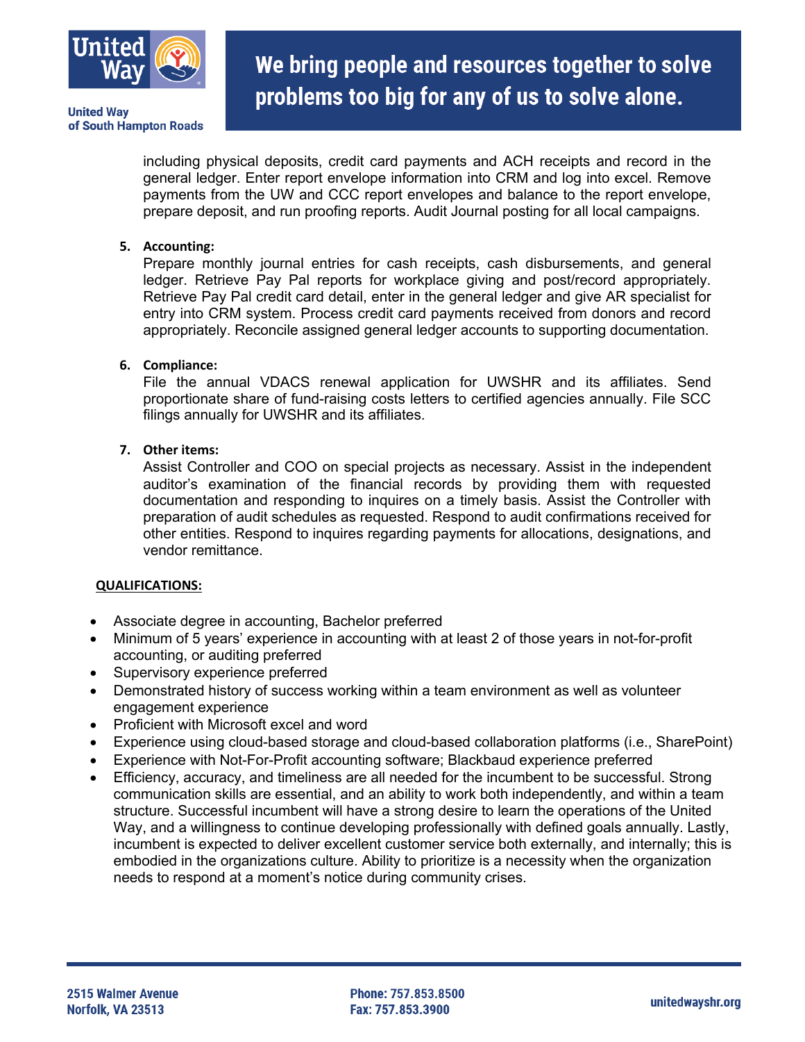including physical deposits, credit card payments and ACH receipts and record in the general ledger. Enter report envelope information into CRM and log into excel. Remove payments from the UW and CCC report envelopes and balance to the report envelope, prepare deposit, and run proofing reports. Audit Journal posting for all local campaigns.

5. **Accounting:**
   Prepare monthly journal entries for cash receipts, cash disbursements, and general ledger. Retrieve Pay Pal reports for workplace giving and post/record appropriately. Retrieve Pay Pal credit card detail, enter in the general ledger and give AR specialist for entry into CRM system. Process credit card payments received from donors and record appropriately. Reconcile assigned general ledger accounts to supporting documentation.

6. **Compliance:**
   File the annual VDACS renewal application for UWSHR and its affiliates. Send proportionate share of fund-raising costs letters to certified agencies annually. File SCC filings annually for UWSHR and its affiliates.

7. **Other items:**
   Assist Controller and COO on special projects as necessary. Assist in the independent auditor's examination of the financial records by providing them with requested documentation and responding to inquires on a timely basis. Assist the Controller with preparation of audit schedules as requested. Respond to audit confirmations received for other entities. Respond to inquires regarding payments for allocations, designations, and vendor remittance.

**QUALIFICATIONS:**

- Associate degree in accounting, Bachelor preferred
- Minimum of 5 years' experience in accounting with at least 2 of those years in not-for-profit accounting, or auditing preferred
- Supervisory experience preferred
- Demonstrated history of success working within a team environment as well as volunteer engagement experience
- Proficient with Microsoft excel and word
- Experience using cloud-based storage and cloud-based collaboration platforms (i.e., SharePoint)
- Experience with Not-For-Profit accounting software; Blackbaud experience preferred
- Efficiency, accuracy, and timeliness are all needed for the incumbent to be successful. Strong communication skills are essential, and an ability to work both independently, and within a team structure. Successful incumbent will have a strong desire to learn the operations of the United Way, and a willingness to continue developing professionally with defined goals annually. Lastly, incumbent is expected to deliver excellent customer service both externally, and internally; this is embodied in the organizations culture. Ability to prioritize is a necessity when the organization needs to respond at a moment's notice during community crises.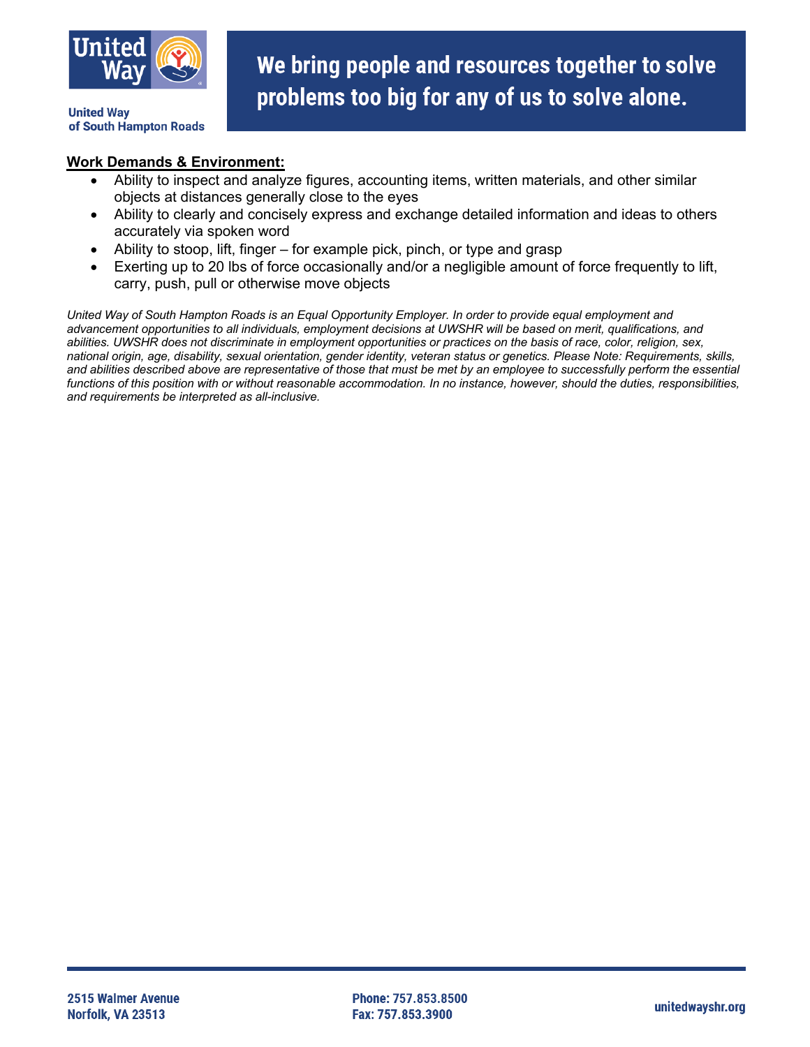**Work Demands & Environment:**

- Ability to inspect and analyze figures, accounting items, written materials, and other similar objects at distances generally close to the eyes
- Ability to clearly and concisely express and exchange detailed information and ideas to others accurately via spoken word
- Ability to stoop, lift, finger – for example pick, pinch, or type and grasp
- Exerting up to 20 lbs of force occasionally and/or a negligible amount of force frequently to lift, carry, push, pull or otherwise move objects

*United Way of South Hampton Roads is an Equal Opportunity Employer. In order to provide equal employment and advancement opportunities to all individuals, employment decisions at UWSHR will be based on merit, qualifications, and abilities. UWSHR does not discriminate in employment opportunities or practices on the basis of race, color, religion, sex, national origin, age, disability, sexual orientation, gender identity, veteran status or genetics. Please Note: Requirements, skills, and abilities described above are representative of those that must be met by an employee to successfully perform the essential functions of this position with or without reasonable accommodation. In no instance, however, should the duties, responsibilities, and requirements be interpreted as all-inclusive.*